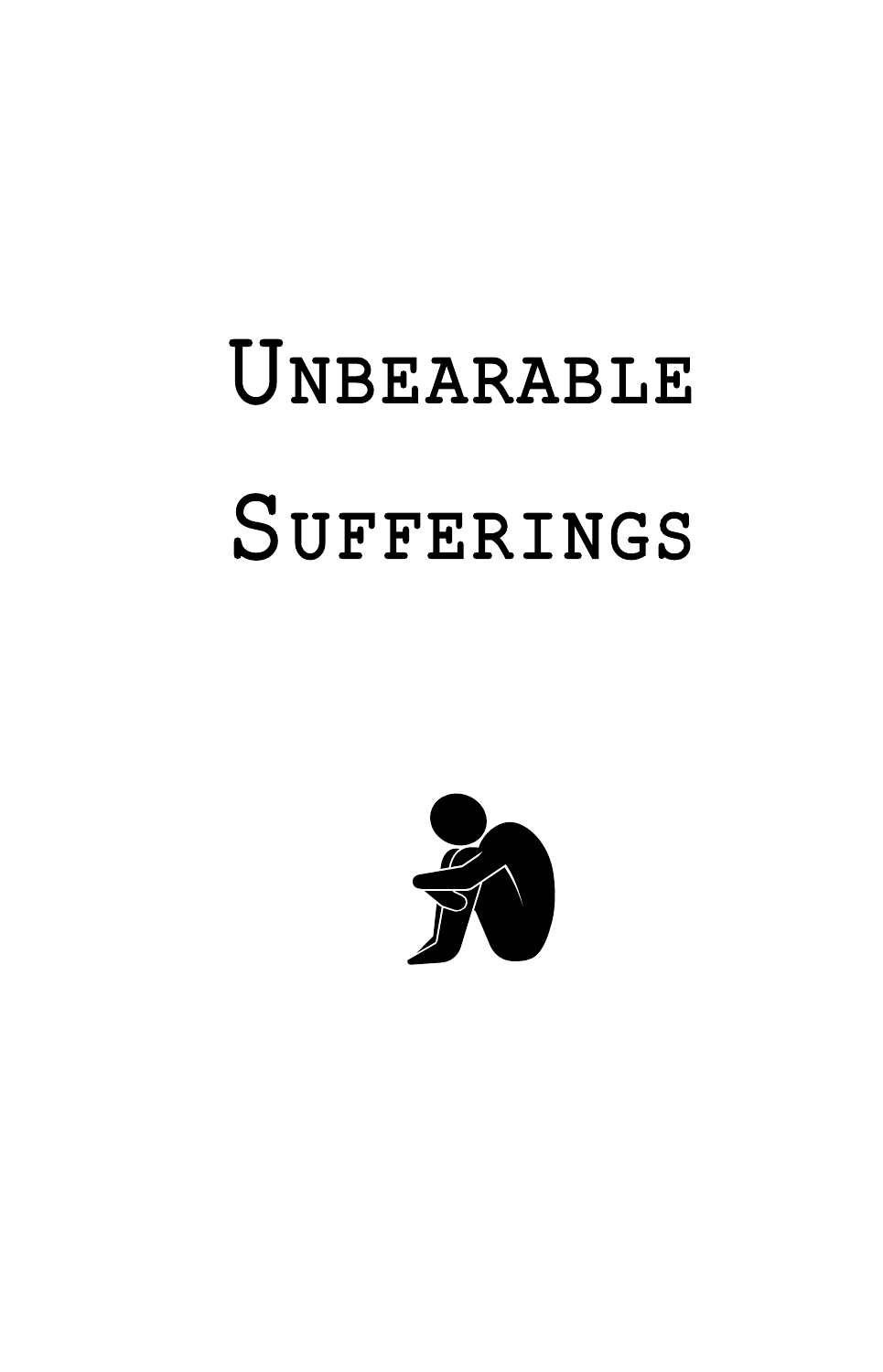# Unbearable Sufferings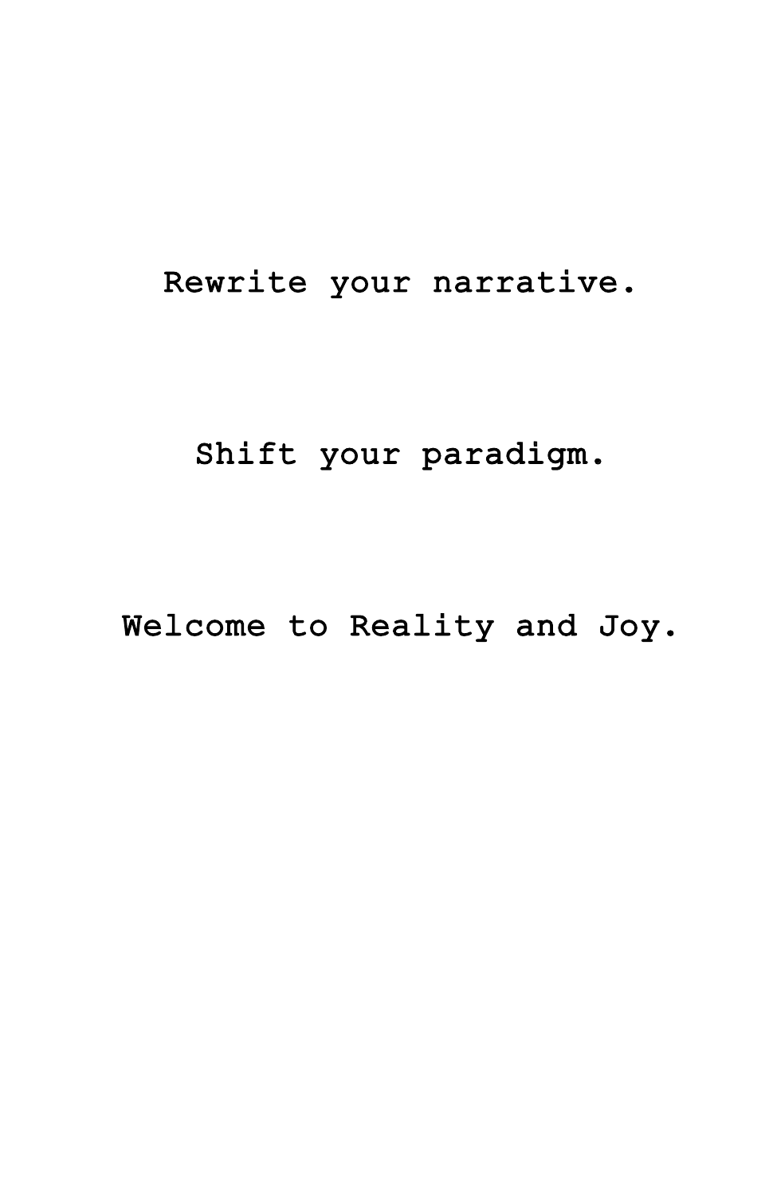Rewrite your narrative.

Shift your paradigm.

Welcome to Reality and Joy.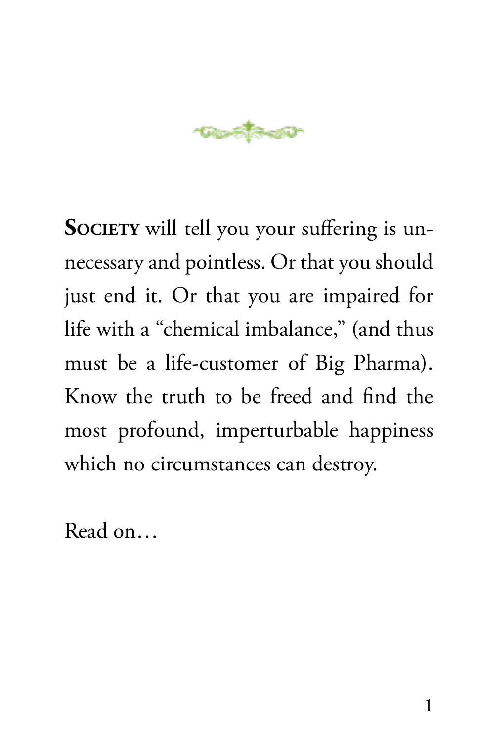**Society** will tell you your suffering is unnecessary and pointless. Or that you should just end it. Or that you are impaired for life with a "chemical imbalance," (and thus must be a life-customer of Big Pharma). Know the truth to be freed and find the most profound, imperturbable happiness which no circumstances can destroy.

Read on…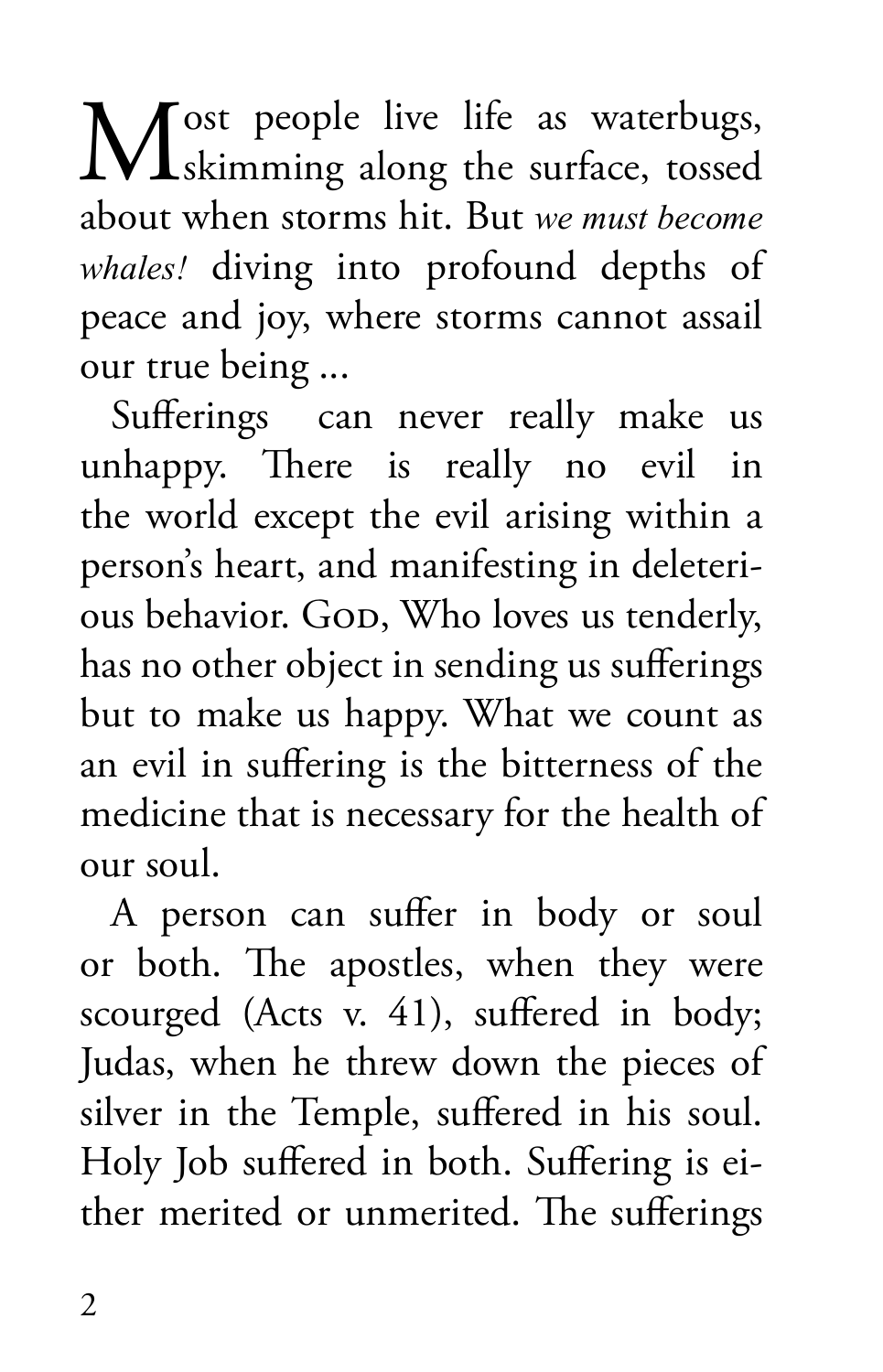Most people live life as waterbugs, skimming along the surface, tossed about when storms hit. But *we must become whales!* diving into profound depths of peace and joy, where storms cannot assail our true being ...

Sufferings can never really make us unhappy. There is really no evil in the world except the evil arising within a person's heart, and manifesting in deleterious behavior. God, Who loves us tenderly, has no other object in sending us sufferings but to make us happy. What we count as an evil in suffering is the bitterness of the medicine that is necessary for the health of our soul.

A person can suffer in body or soul or both. The apostles, when they were scourged (Acts v. 41), suffered in body; Judas, when he threw down the pieces of silver in the Temple, suffered in his soul. Holy Job suffered in both. Suffering is either merited or unmerited. The sufferings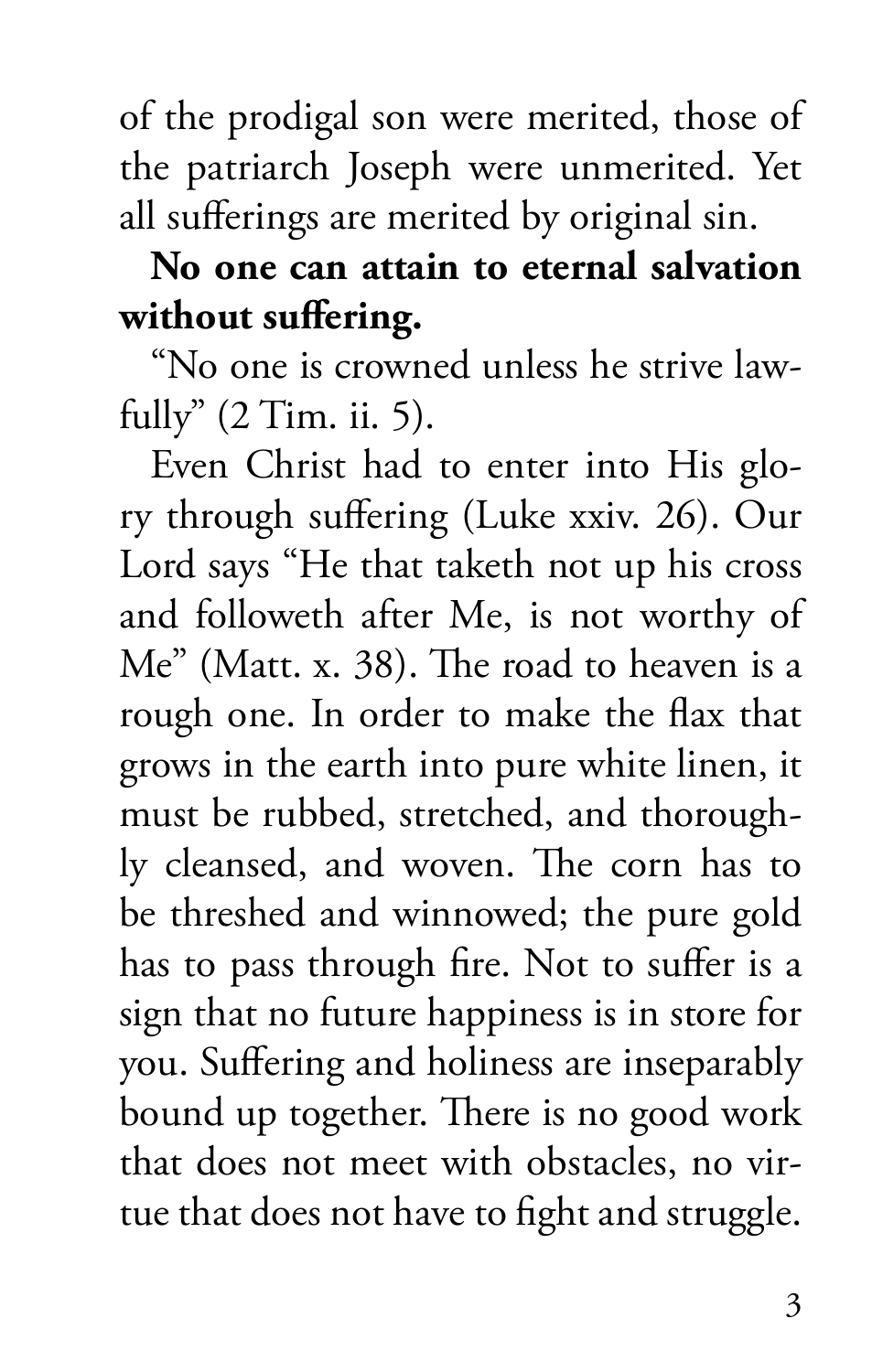of the prodigal son were merited, those of the patriarch Joseph were unmerited. Yet all sufferings are merited by original sin.

**No one can attain to eternal salvation without suffering.**

"No one is crowned unless he strive lawfully" (2 Tim. ii. 5).

Even Christ had to enter into His glory through suffering (Luke xxiv. 26). Our Lord says "He that taketh not up his cross and followeth after Me, is not worthy of Me" (Matt. x. 38). The road to heaven is a rough one. In order to make the flax that grows in the earth into pure white linen, it must be rubbed, stretched, and thoroughly cleansed, and woven. The corn has to be threshed and winnowed; the pure gold has to pass through fire. Not to suffer is a sign that no future happiness is in store for you. Suffering and holiness are inseparably bound up together. There is no good work that does not meet with obstacles, no virtue that does not have to fight and struggle.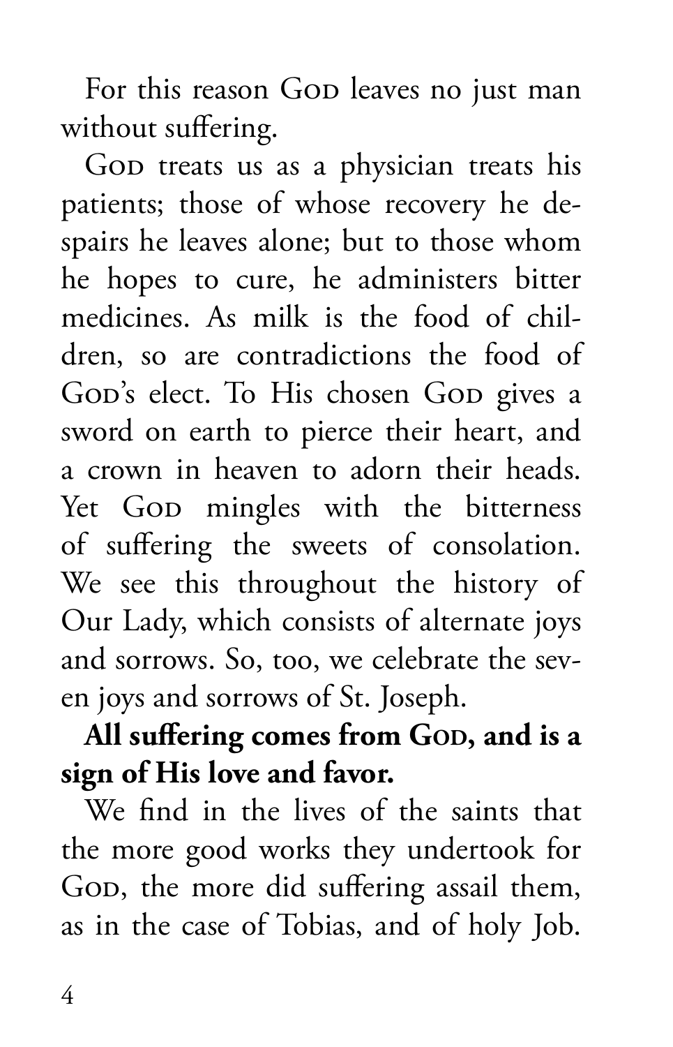For this reason God leaves no just man without suffering.

God treats us as a physician treats his patients; those of whose recovery he despairs he leaves alone; but to those whom he hopes to cure, he administers bitter medicines. As milk is the food of children, so are contradictions the food of God's elect. To His chosen God gives a sword on earth to pierce their heart, and a crown in heaven to adorn their heads. Yet God mingles with the bitterness of suffering the sweets of consolation. We see this throughout the history of Our Lady, which consists of alternate joys and sorrows. So, too, we celebrate the seven joys and sorrows of St. Joseph.

**All suffering comes from God, and is a sign of His love and favor.**

We find in the lives of the saints that the more good works they undertook for God, the more did suffering assail them, as in the case of Tobias, and of holy Job.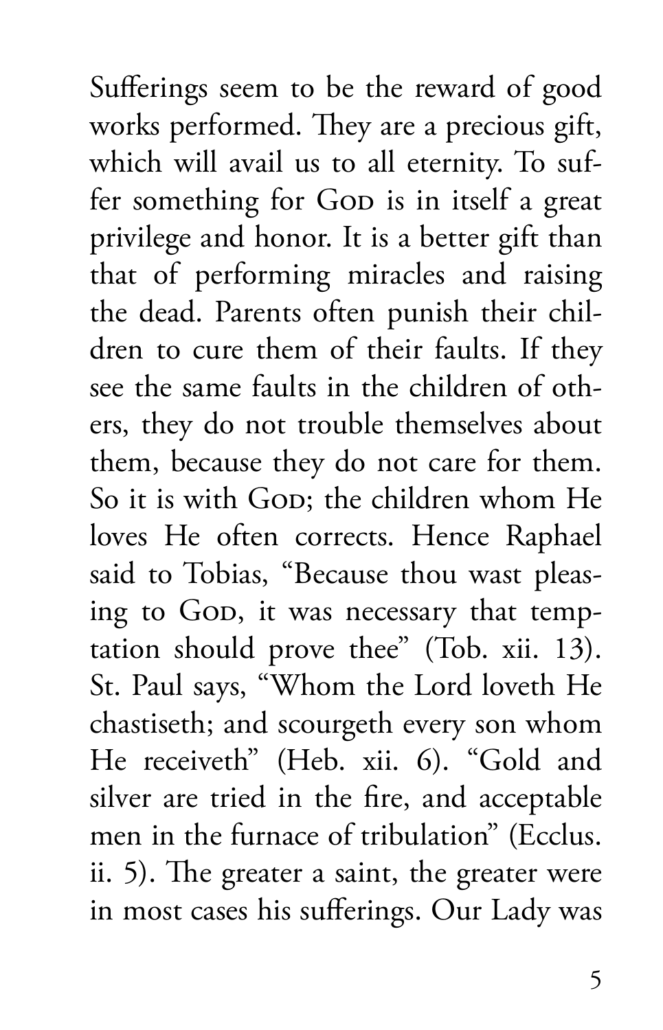Sufferings seem to be the reward of good works performed. They are a precious gift, which will avail us to all eternity. To suffer something for God is in itself a great privilege and honor. It is a better gift than that of performing miracles and raising the dead. Parents often punish their children to cure them of their faults. If they see the same faults in the children of others, they do not trouble themselves about them, because they do not care for them. So it is with God; the children whom He loves He often corrects. Hence Raphael said to Tobias, "Because thou wast pleasing to God, it was necessary that temptation should prove thee" (Tob. xii. 13). St. Paul says, "Whom the Lord loveth He chastiseth; and scourgeth every son whom He receiveth" (Heb. xii. 6). "Gold and silver are tried in the fire, and acceptable men in the furnace of tribulation" (Ecclus. ii. 5). The greater a saint, the greater were in most cases his sufferings. Our Lady was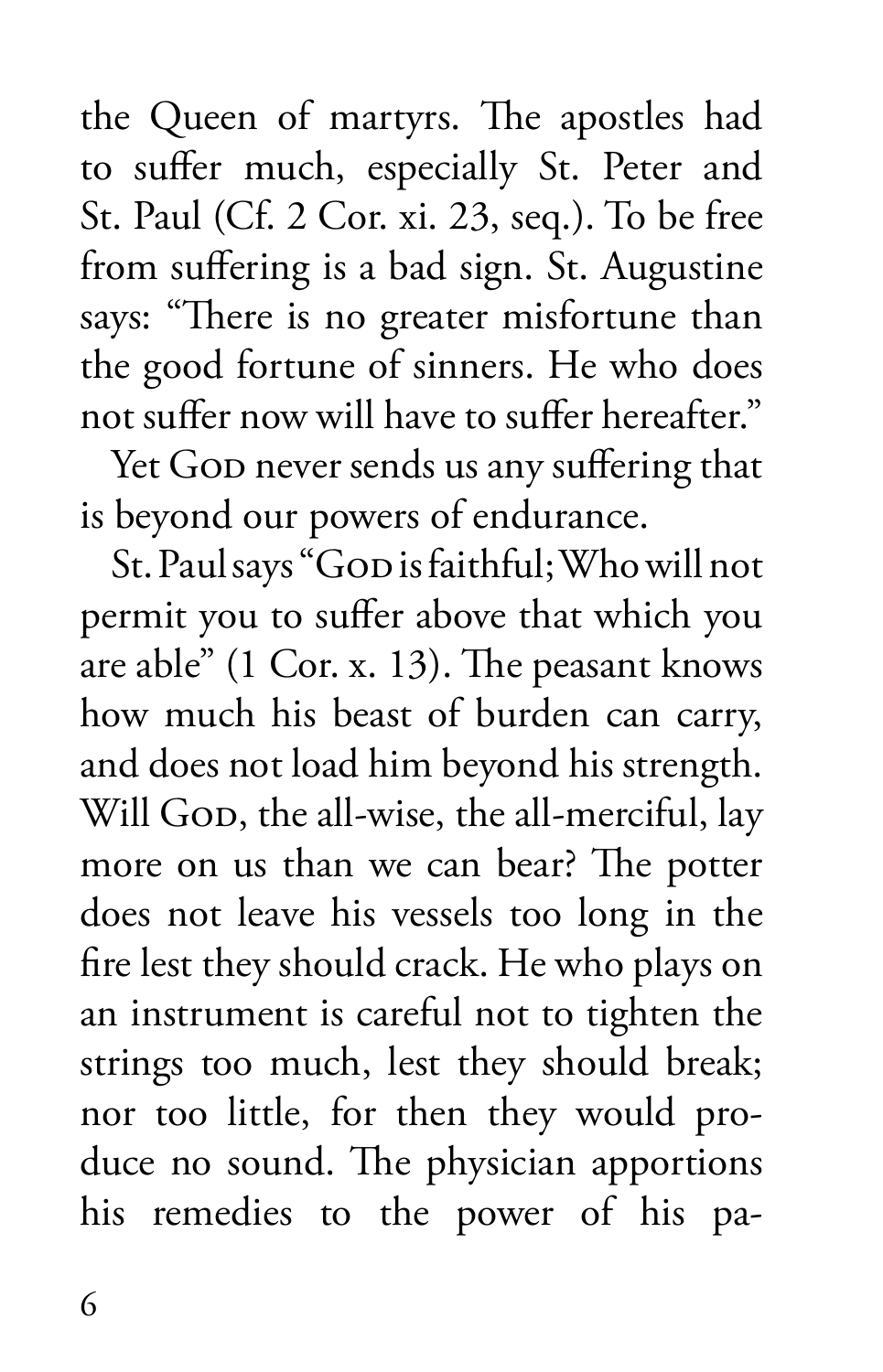the Queen of martyrs. The apostles had to suffer much, especially St. Peter and St. Paul (Cf. 2 Cor. xi. 23, seq.). To be free from suffering is a bad sign. St. Augustine says: "There is no greater misfortune than the good fortune of sinners. He who does not suffer now will have to suffer hereafter."

Yet God never sends us any suffering that is beyond our powers of endurance.

St. Paul says "God is faithful; Who will not permit you to suffer above that which you are able" (1 Cor. x. 13). The peasant knows how much his beast of burden can carry, and does not load him beyond his strength. Will God, the all-wise, the all-merciful, lay more on us than we can bear? The potter does not leave his vessels too long in the fire lest they should crack. He who plays on an instrument is careful not to tighten the strings too much, lest they should break; nor too little, for then they would produce no sound. The physician apportions his remedies to the power of his pa-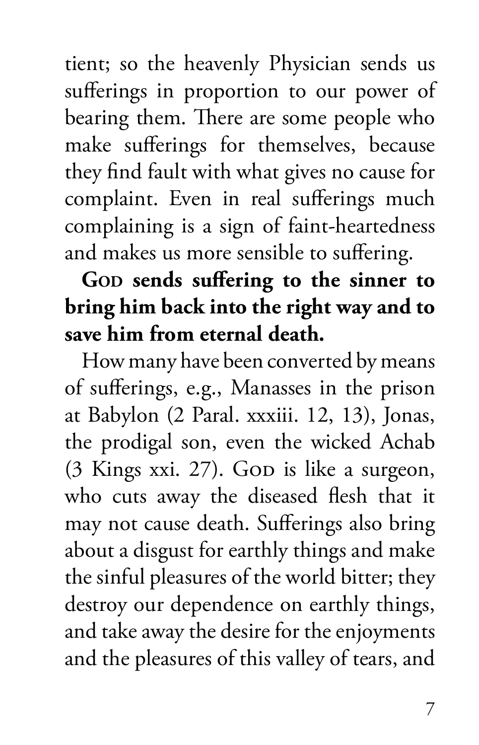tient; so the heavenly Physician sends us sufferings in proportion to our power of bearing them. There are some people who make sufferings for themselves, because they find fault with what gives no cause for complaint. Even in real sufferings much complaining is a sign of faint-heartedness and makes us more sensible to suffering.

**God sends suffering to the sinner to bring him back into the right way and to save him from eternal death.**

How many have been converted by means of sufferings, e.g., Manasses in the prison at Babylon (2 Paral. xxxiii. 12, 13), Jonas, the prodigal son, even the wicked Achab (3 Kings xxi. 27). God is like a surgeon, who cuts away the diseased flesh that it may not cause death. Sufferings also bring about a disgust for earthly things and make the sinful pleasures of the world bitter; they destroy our dependence on earthly things, and take away the desire for the enjoyments and the pleasures of this valley of tears, and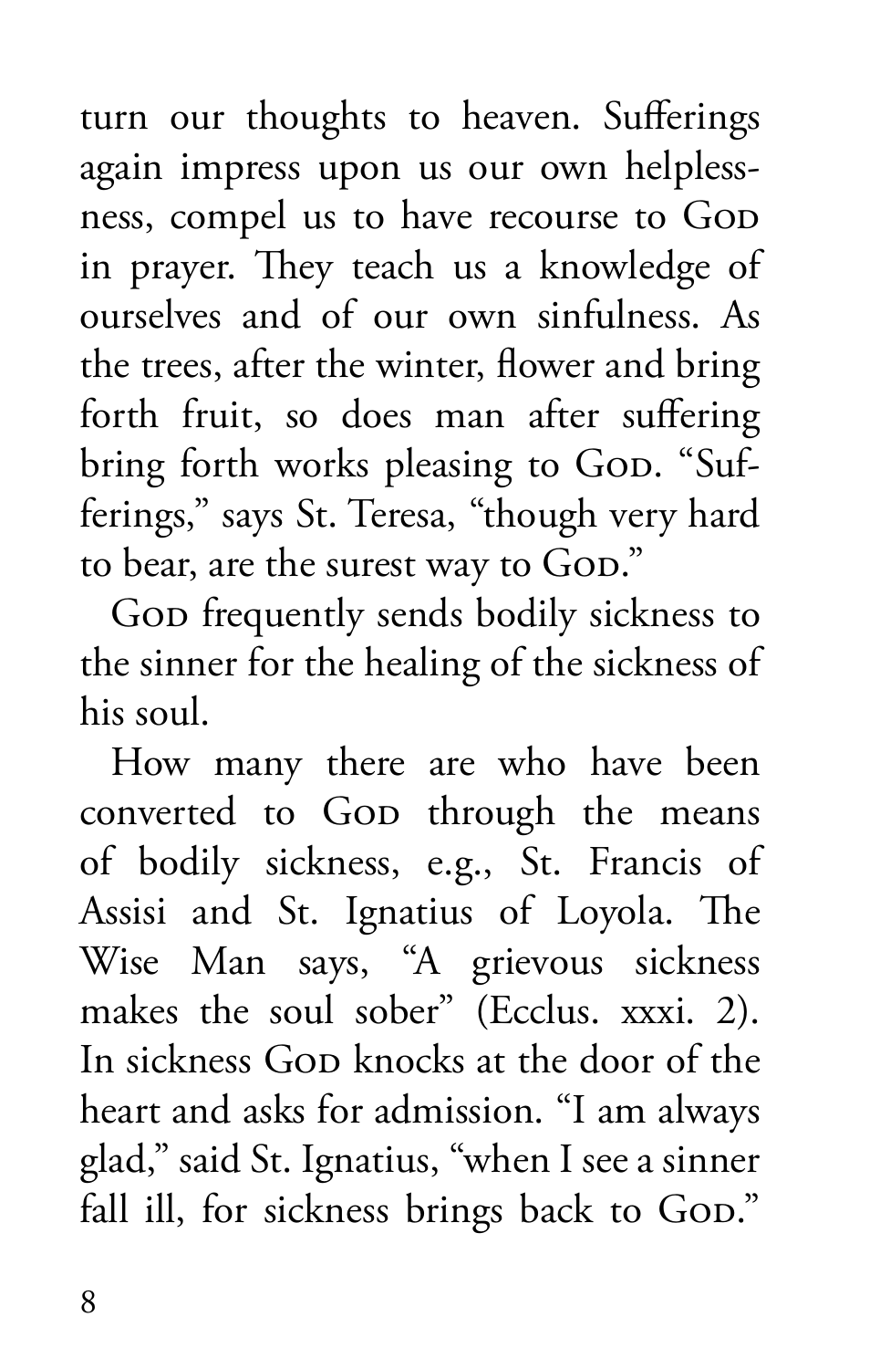turn our thoughts to heaven. Sufferings again impress upon us our own helplessness, compel us to have recourse to God in prayer. They teach us a knowledge of ourselves and of our own sinfulness. As the trees, after the winter, flower and bring forth fruit, so does man after suffering bring forth works pleasing to God. "Sufferings," says St. Teresa, "though very hard to bear, are the surest way to God."

God frequently sends bodily sickness to the sinner for the healing of the sickness of his soul.

How many there are who have been converted to God through the means of bodily sickness, e.g., St. Francis of Assisi and St. Ignatius of Loyola. The Wise Man says, "A grievous sickness makes the soul sober" (Ecclus. xxxi. 2). In sickness God knocks at the door of the heart and asks for admission. "I am always glad," said St. Ignatius, "when I see a sinner fall ill, for sickness brings back to God."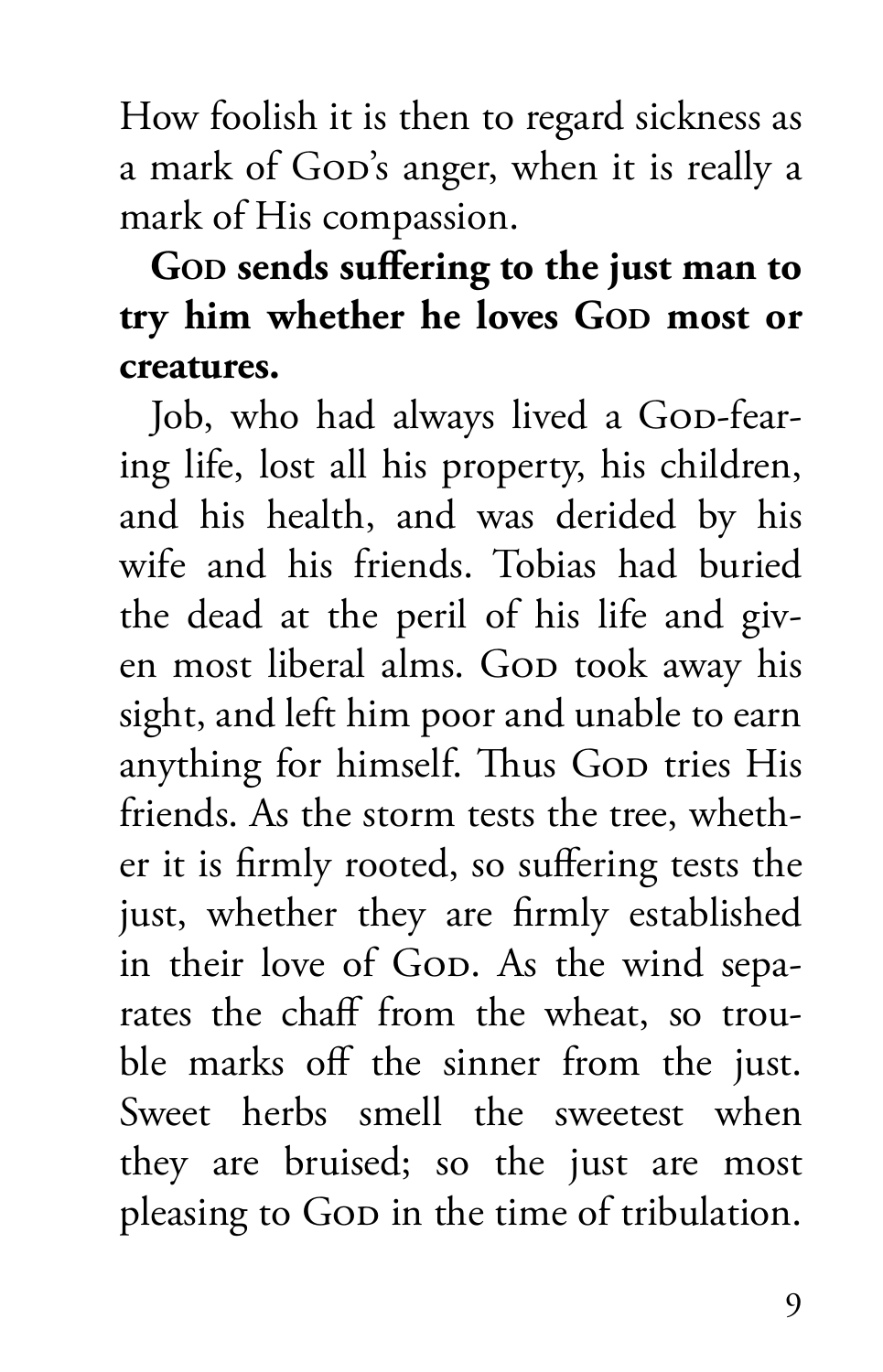How foolish it is then to regard sickness as a mark of God's anger, when it is really a mark of His compassion.

**God sends suffering to the just man to try him whether he loves God most or creatures.**

Job, who had always lived a God-fearing life, lost all his property, his children, and his health, and was derided by his wife and his friends. Tobias had buried the dead at the peril of his life and given most liberal alms. God took away his sight, and left him poor and unable to earn anything for himself. Thus God tries His friends. As the storm tests the tree, whether it is firmly rooted, so suffering tests the just, whether they are firmly established in their love of God. As the wind separates the chaff from the wheat, so trouble marks off the sinner from the just. Sweet herbs smell the sweetest when they are bruised; so the just are most pleasing to God in the time of tribulation.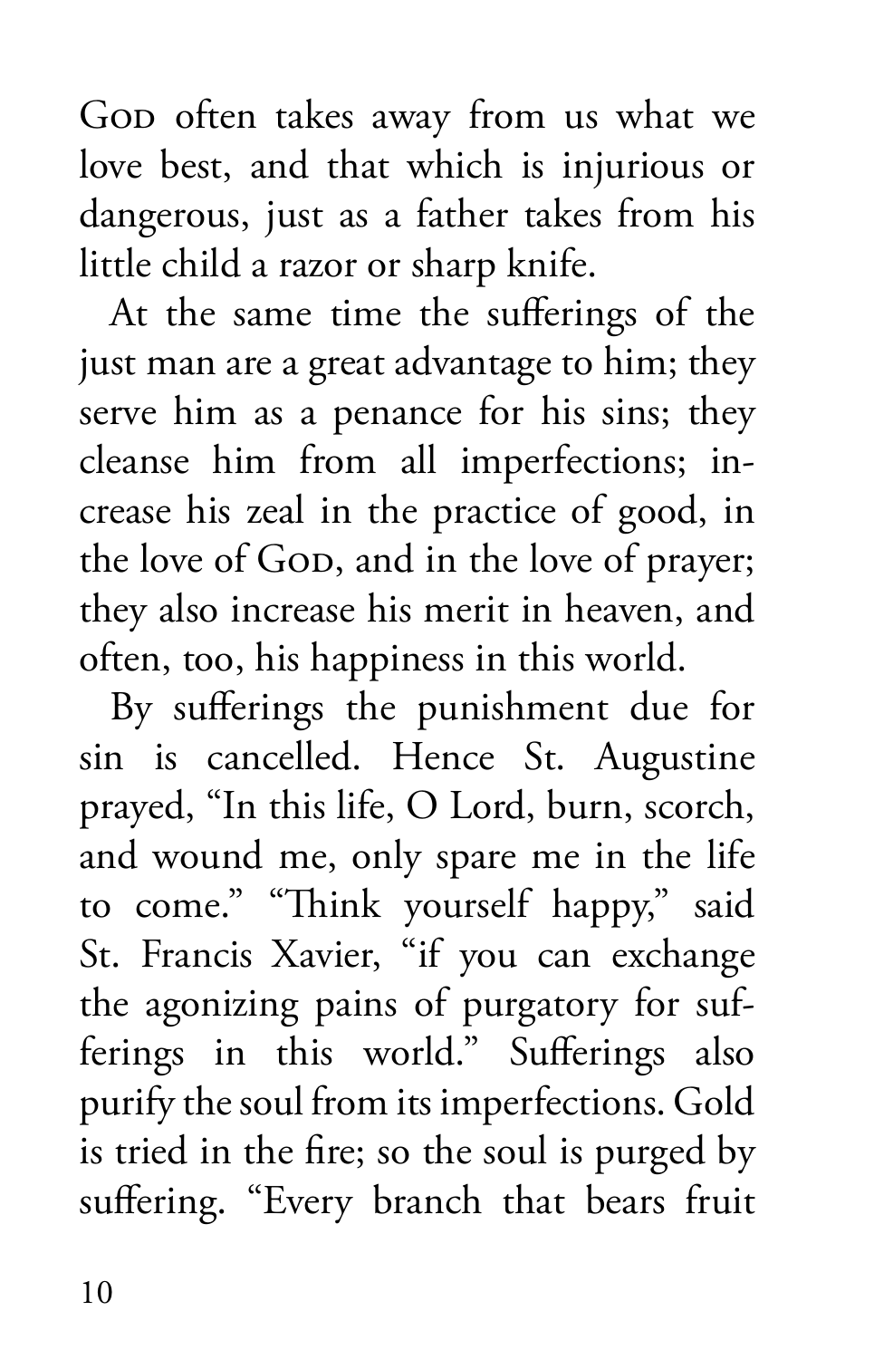God often takes away from us what we love best, and that which is injurious or dangerous, just as a father takes from his little child a razor or sharp knife.

At the same time the sufferings of the just man are a great advantage to him; they serve him as a penance for his sins; they cleanse him from all imperfections; increase his zeal in the practice of good, in the love of God, and in the love of prayer; they also increase his merit in heaven, and often, too, his happiness in this world.

By sufferings the punishment due for sin is cancelled. Hence St. Augustine prayed, "In this life, O Lord, burn, scorch, and wound me, only spare me in the life to come." "Think yourself happy," said St. Francis Xavier, "if you can exchange the agonizing pains of purgatory for sufferings in this world." Sufferings also purify the soul from its imperfections. Gold is tried in the fire; so the soul is purged by suffering. "Every branch that bears fruit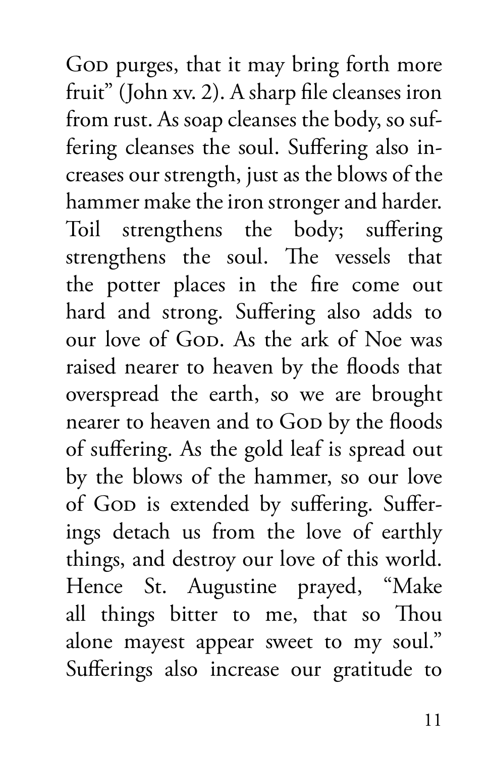God purges, that it may bring forth more fruit" (John xv. 2). A sharp file cleanses iron from rust. As soap cleanses the body, so suffering cleanses the soul. Suffering also increases our strength, just as the blows of the hammer make the iron stronger and harder. Toil strengthens the body; suffering strengthens the soul. The vessels that the potter places in the fire come out hard and strong. Suffering also adds to our love of God. As the ark of Noe was raised nearer to heaven by the floods that overspread the earth, so we are brought nearer to heaven and to God by the floods of suffering. As the gold leaf is spread out by the blows of the hammer, so our love of God is extended by suffering. Sufferings detach us from the love of earthly things, and destroy our love of this world. Hence St. Augustine prayed, "Make all things bitter to me, that so Thou alone mayest appear sweet to my soul." Sufferings also increase our gratitude to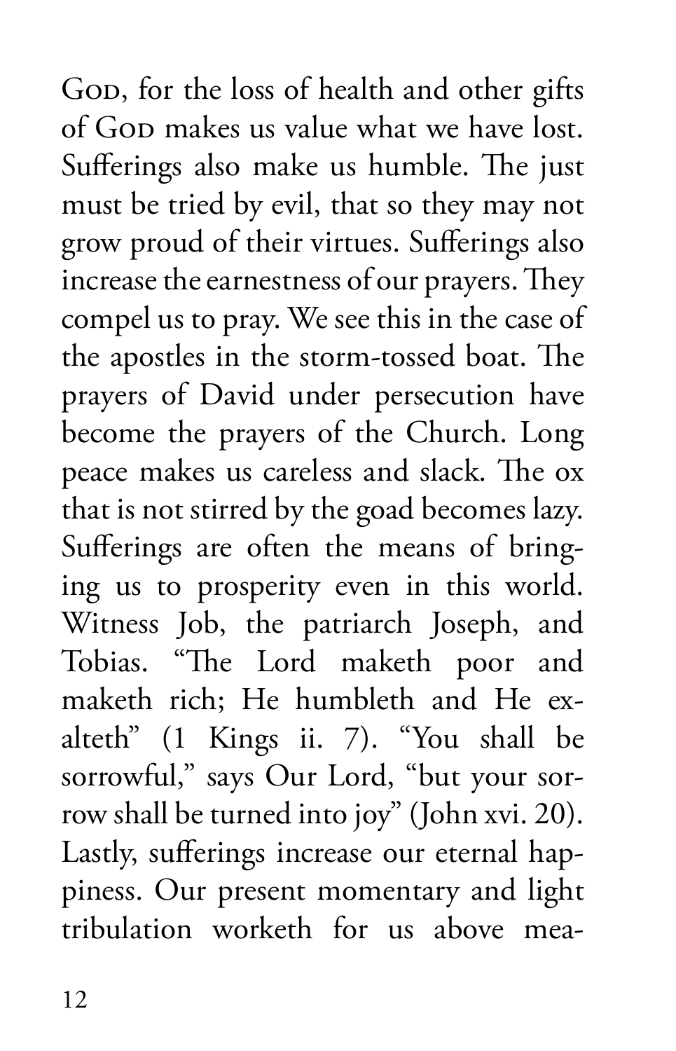God, for the loss of health and other gifts of God makes us value what we have lost. Sufferings also make us humble. The just must be tried by evil, that so they may not grow proud of their virtues. Sufferings also increase the earnestness of our prayers. They compel us to pray. We see this in the case of the apostles in the storm-tossed boat. The prayers of David under persecution have become the prayers of the Church. Long peace makes us careless and slack. The ox that is not stirred by the goad becomes lazy. Sufferings are often the means of bringing us to prosperity even in this world. Witness Job, the patriarch Joseph, and Tobias. "The Lord maketh poor and maketh rich; He humbleth and He exalteth" (1 Kings ii. 7). "You shall be sorrowful," says Our Lord, "but your sorrow shall be turned into joy" (John xvi. 20). Lastly, sufferings increase our eternal happiness. Our present momentary and light tribulation worketh for us above mea-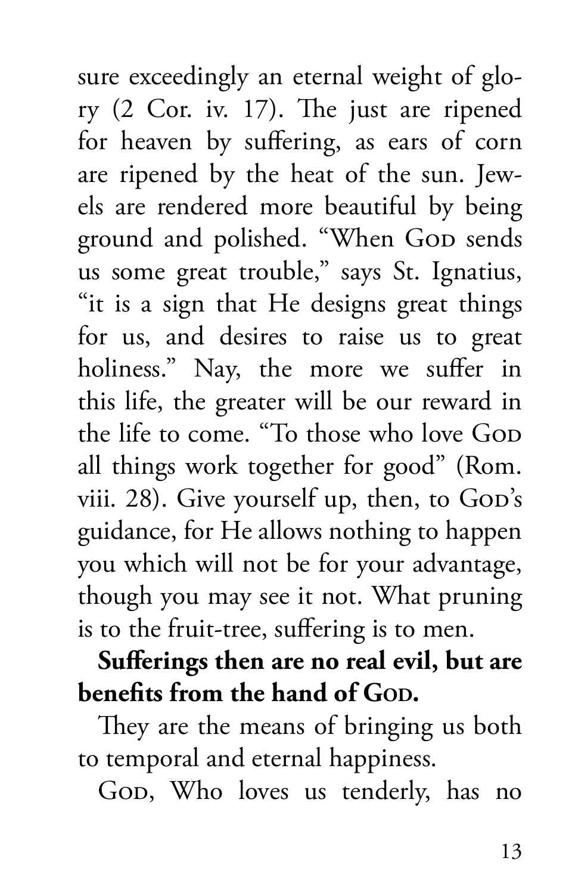sure exceedingly an eternal weight of glory (2 Cor. iv. 17). The just are ripened for heaven by suffering, as ears of corn are ripened by the heat of the sun. Jewels are rendered more beautiful by being ground and polished. "When God sends us some great trouble," says St. Ignatius, "it is a sign that He designs great things for us, and desires to raise us to great holiness." Nay, the more we suffer in this life, the greater will be our reward in the life to come. "To those who love God all things work together for good" (Rom. viii. 28). Give yourself up, then, to God's guidance, for He allows nothing to happen you which will not be for your advantage, though you may see it not. What pruning is to the fruit-tree, suffering is to men.

**Sufferings then are no real evil, but are benefits from the hand of God.**

They are the means of bringing us both to temporal and eternal happiness.

God, Who loves us tenderly, has no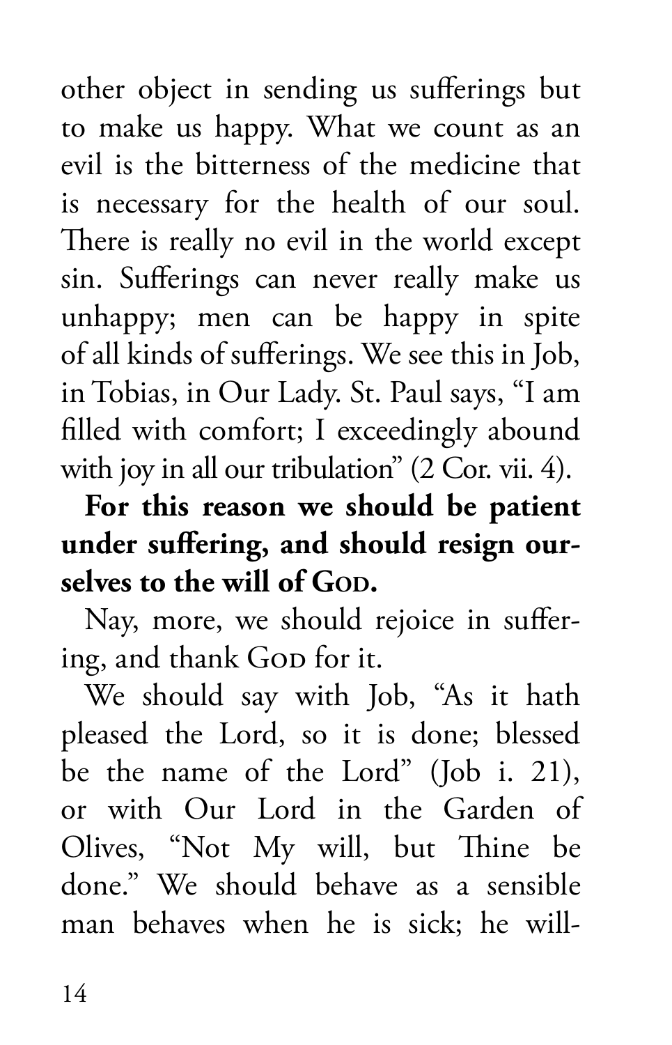other object in sending us sufferings but to make us happy. What we count as an evil is the bitterness of the medicine that is necessary for the health of our soul. There is really no evil in the world except sin. Sufferings can never really make us unhappy; men can be happy in spite of all kinds of sufferings. We see this in Job, in Tobias, in Our Lady. St. Paul says, "I am filled with comfort; I exceedingly abound with joy in all our tribulation" (2 Cor. vii. 4).

**For this reason we should be patient under suffering, and should resign ourselves to the will of God.**

Nay, more, we should rejoice in suffering, and thank God for it.

We should say with Job, "As it hath pleased the Lord, so it is done; blessed be the name of the Lord" (Job i. 21), or with Our Lord in the Garden of Olives, "Not My will, but Thine be done." We should behave as a sensible man behaves when he is sick; he will-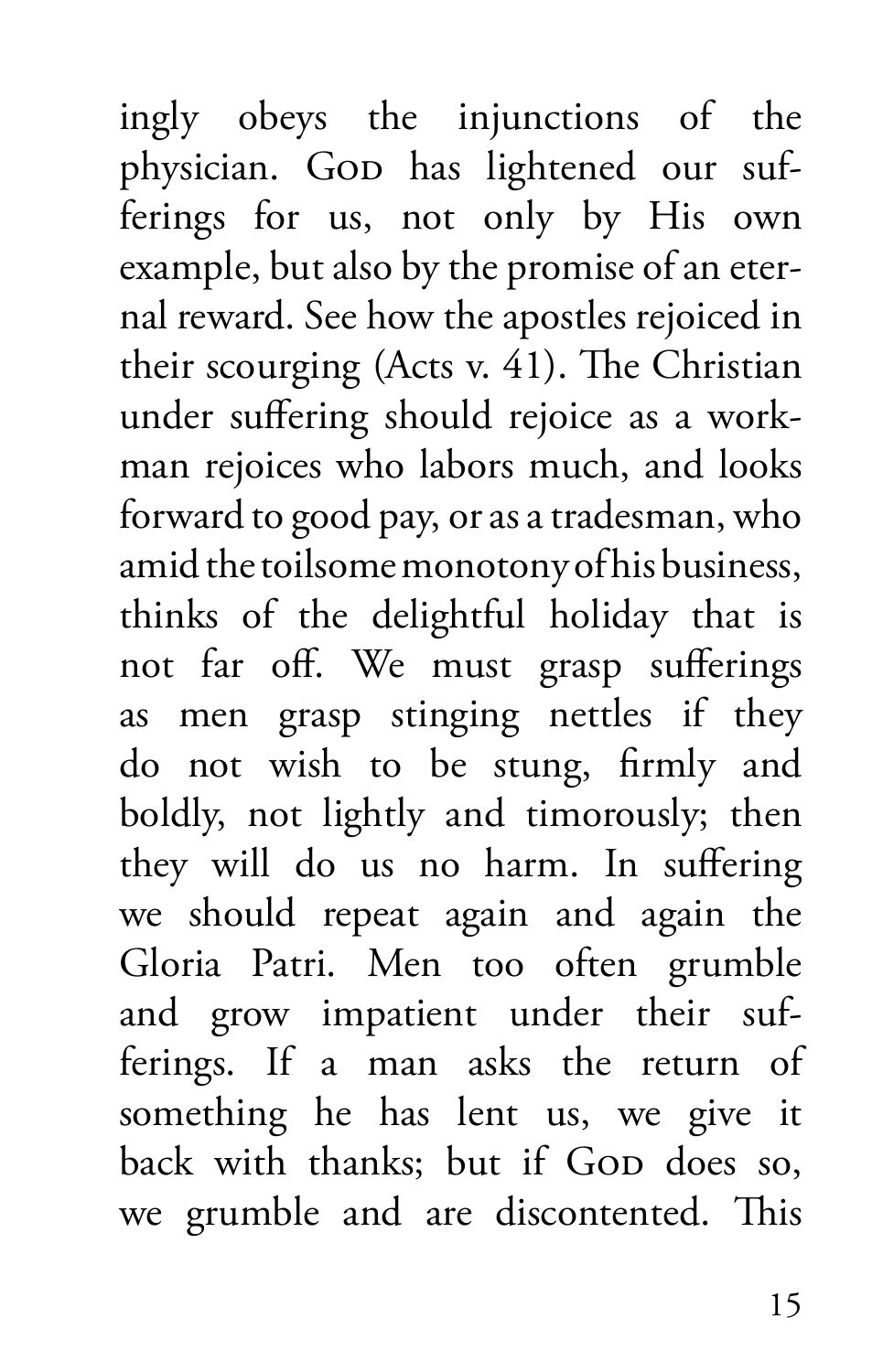ingly obeys the injunctions of the physician. God has lightened our sufferings for us, not only by His own example, but also by the promise of an eternal reward. See how the apostles rejoiced in their scourging (Acts v. 41). The Christian under suffering should rejoice as a workman rejoices who labors much, and looks forward to good pay, or as a tradesman, who amid the toilsome monotony of his business, thinks of the delightful holiday that is not far off. We must grasp sufferings as men grasp stinging nettles if they do not wish to be stung, firmly and boldly, not lightly and timorously; then they will do us no harm. In suffering we should repeat again and again the Gloria Patri. Men too often grumble and grow impatient under their sufferings. If a man asks the return of something he has lent us, we give it back with thanks; but if God does so, we grumble and are discontented. This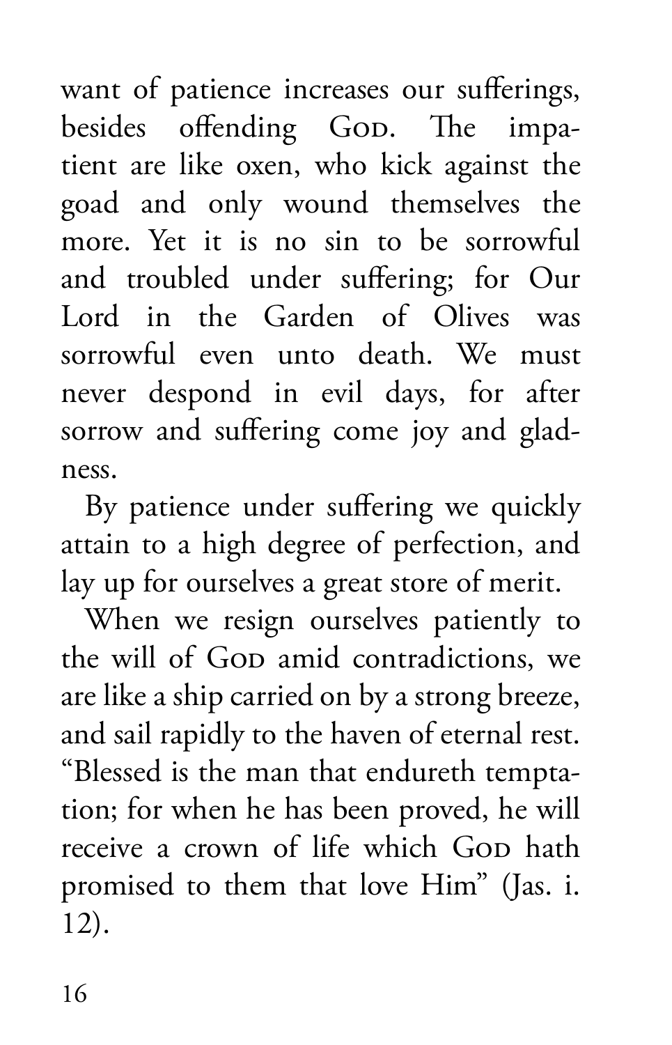want of patience increases our sufferings, besides offending God. The impatient are like oxen, who kick against the goad and only wound themselves the more. Yet it is no sin to be sorrowful and troubled under suffering; for Our Lord in the Garden of Olives was sorrowful even unto death. We must never despond in evil days, for after sorrow and suffering come joy and gladness.

By patience under suffering we quickly attain to a high degree of perfection, and lay up for ourselves a great store of merit.

When we resign ourselves patiently to the will of God amid contradictions, we are like a ship carried on by a strong breeze, and sail rapidly to the haven of eternal rest. "Blessed is the man that endureth temptation; for when he has been proved, he will receive a crown of life which God hath promised to them that love Him" (Jas. i. 12).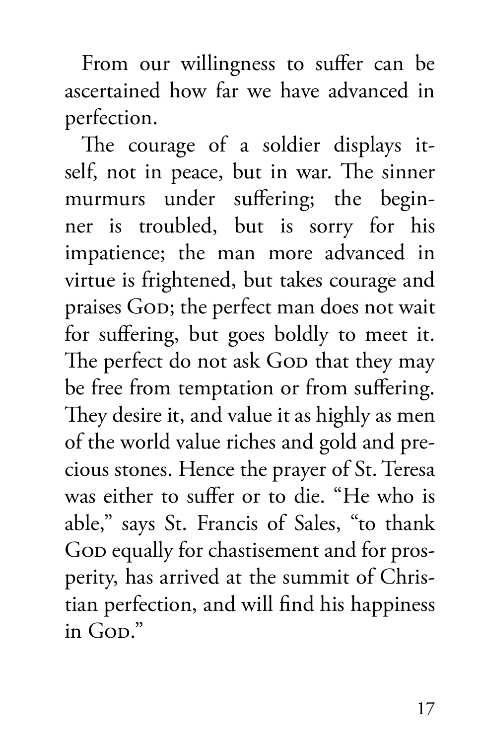From our willingness to suffer can be ascertained how far we have advanced in perfection.

The courage of a soldier displays itself, not in peace, but in war. The sinner murmurs under suffering; the beginner is troubled, but is sorry for his impatience; the man more advanced in virtue is frightened, but takes courage and praises God; the perfect man does not wait for suffering, but goes boldly to meet it. The perfect do not ask God that they may be free from temptation or from suffering. They desire it, and value it as highly as men of the world value riches and gold and precious stones. Hence the prayer of St. Teresa was either to suffer or to die. "He who is able," says St. Francis of Sales, "to thank God equally for chastisement and for prosperity, has arrived at the summit of Christian perfection, and will find his happiness in God."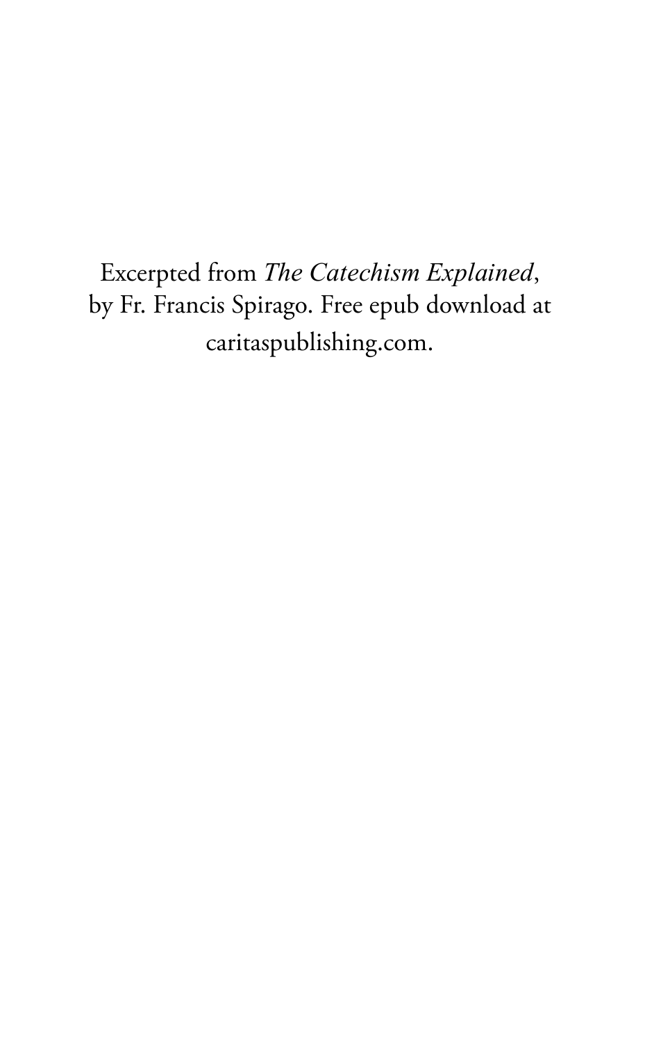Excerpted from *The Catechism Explained*, by Fr. Francis Spirago. Free epub download at caritaspublishing.com.